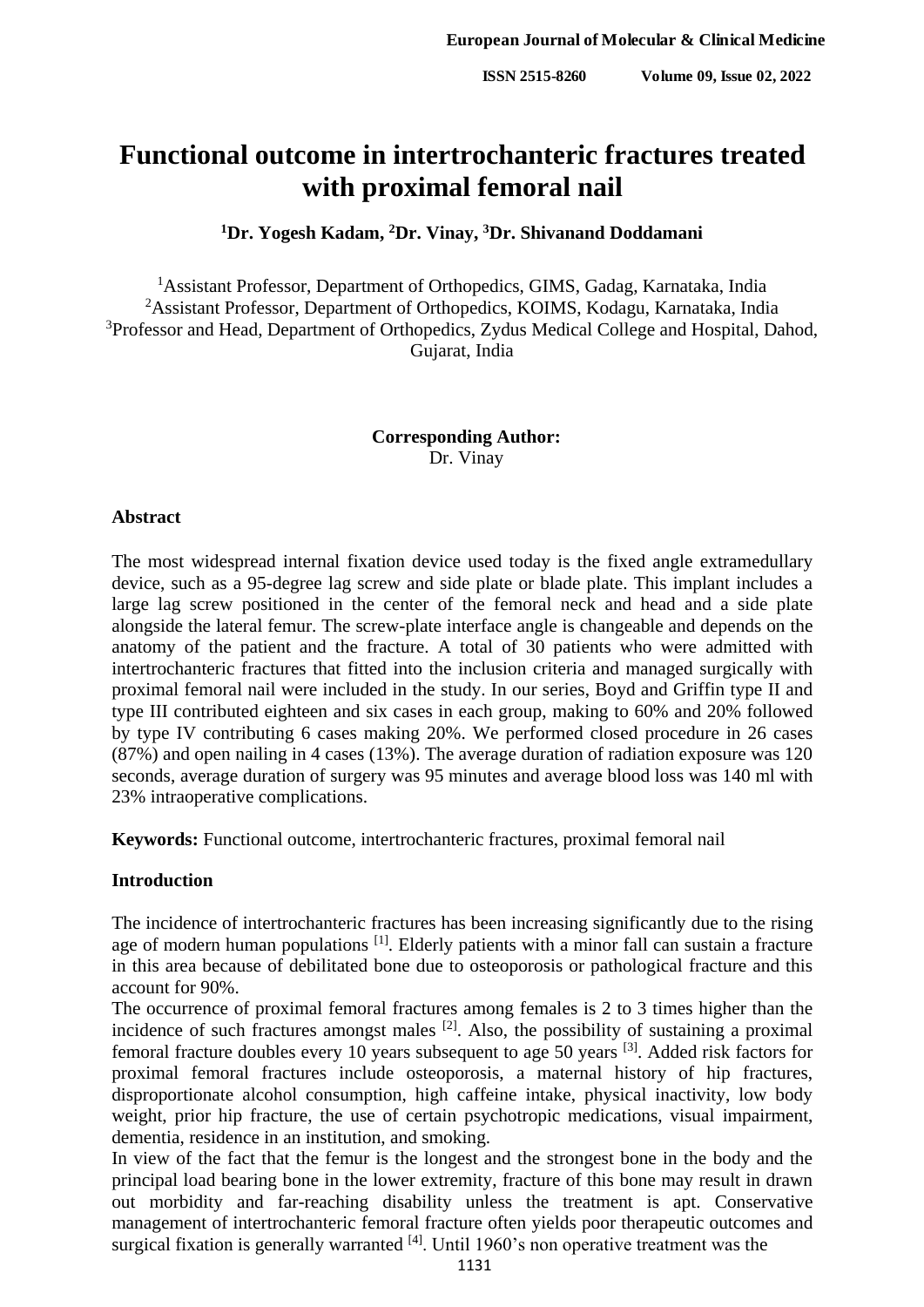# Functional outcome in intertrochanteric fractures treated with proximal femoral nail

**[1]Dr. Yogesh Kadam, [2]Dr. Vinay, [3]Dr. Shivanand Doddamani**

[1]Assistant Professor, Department of Orthopedics, GIMS, Gadag, Karnataka, India
[2]Assistant Professor, Department of Orthopedics, KOIMS, Kodagu, Karnataka, India
[3]Professor and Head, Department of Orthopedics, Zydus Medical College and Hospital, Dahod, Gujarat, India

**Corresponding Author:**
Dr. Vinay

## Abstract

The most widespread internal fixation device used today is the fixed angle extramedullary device, such as a 95-degree lag screw and side plate or blade plate. This implant includes a large lag screw positioned in the center of the femoral neck and head and a side plate alongside the lateral femur. The screw-plate interface angle is changeable and depends on the anatomy of the patient and the fracture. A total of 30 patients who were admitted with intertrochanteric fractures that fitted into the inclusion criteria and managed surgically with proximal femoral nail were included in the study. In our series, Boyd and Griffin type II and type III contributed eighteen and six cases in each group, making to 60% and 20% followed by type IV contributing 6 cases making 20%. We performed closed procedure in 26 cases (87%) and open nailing in 4 cases (13%). The average duration of radiation exposure was 120 seconds, average duration of surgery was 95 minutes and average blood loss was 140 ml with 23% intraoperative complications.

**Keywords:** Functional outcome, intertrochanteric fractures, proximal femoral nail

## Introduction

The incidence of intertrochanteric fractures has been increasing significantly due to the rising age of modern human populations [1]. Elderly patients with a minor fall can sustain a fracture in this area because of debilitated bone due to osteoporosis or pathological fracture and this account for 90%.

The occurrence of proximal femoral fractures among females is 2 to 3 times higher than the incidence of such fractures amongst males [2]. Also, the possibility of sustaining a proximal femoral fracture doubles every 10 years subsequent to age 50 years [3]. Added risk factors for proximal femoral fractures include osteoporosis, a maternal history of hip fractures, disproportionate alcohol consumption, high caffeine intake, physical inactivity, low body weight, prior hip fracture, the use of certain psychotropic medications, visual impairment, dementia, residence in an institution, and smoking.

In view of the fact that the femur is the longest and the strongest bone in the body and the principal load bearing bone in the lower extremity, fracture of this bone may result in drawn out morbidity and far-reaching disability unless the treatment is apt. Conservative management of intertrochanteric femoral fracture often yields poor therapeutic outcomes and surgical fixation is generally warranted [4]. Until 1960's non operative treatment was the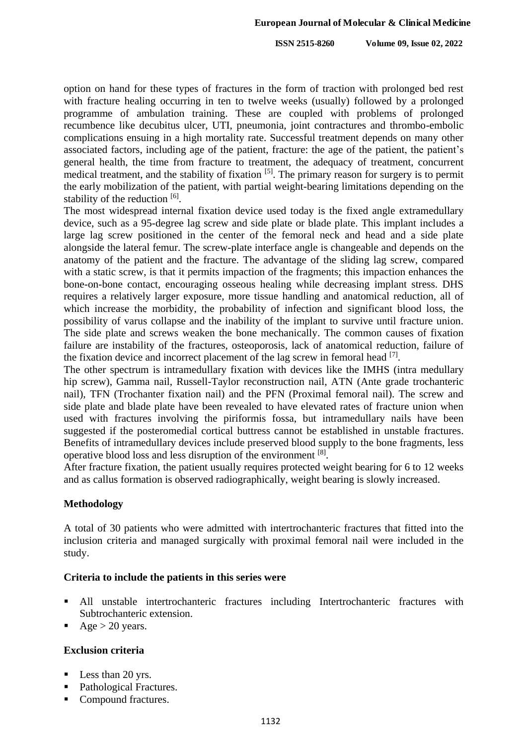option on hand for these types of fractures in the form of traction with prolonged bed rest with fracture healing occurring in ten to twelve weeks (usually) followed by a prolonged programme of ambulation training. These are coupled with problems of prolonged recumbence like decubitus ulcer, UTI, pneumonia, joint contractures and thrombo-embolic complications ensuing in a high mortality rate. Successful treatment depends on many other associated factors, including age of the patient, fracture: the age of the patient, the patient's general health, the time from fracture to treatment, the adequacy of treatment, concurrent medical treatment, and the stability of fixation [5]. The primary reason for surgery is to permit the early mobilization of the patient, with partial weight-bearing limitations depending on the stability of the reduction [6].

The most widespread internal fixation device used today is the fixed angle extramedullary device, such as a 95-degree lag screw and side plate or blade plate. This implant includes a large lag screw positioned in the center of the femoral neck and head and a side plate alongside the lateral femur. The screw-plate interface angle is changeable and depends on the anatomy of the patient and the fracture. The advantage of the sliding lag screw, compared with a static screw, is that it permits impaction of the fragments; this impaction enhances the bone-on-bone contact, encouraging osseous healing while decreasing implant stress. DHS requires a relatively larger exposure, more tissue handling and anatomical reduction, all of which increase the morbidity, the probability of infection and significant blood loss, the possibility of varus collapse and the inability of the implant to survive until fracture union. The side plate and screws weaken the bone mechanically. The common causes of fixation failure are instability of the fractures, osteoporosis, lack of anatomical reduction, failure of the fixation device and incorrect placement of the lag screw in femoral head [7].

The other spectrum is intramedullary fixation with devices like the IMHS (intra medullary hip screw), Gamma nail, Russell-Taylor reconstruction nail, ATN (Ante grade trochanteric nail), TFN (Trochanter fixation nail) and the PFN (Proximal femoral nail). The screw and side plate and blade plate have been revealed to have elevated rates of fracture union when used with fractures involving the piriformis fossa, but intramedullary nails have been suggested if the posteromedial cortical buttress cannot be established in unstable fractures. Benefits of intramedullary devices include preserved blood supply to the bone fragments, less operative blood loss and less disruption of the environment [8].

After fracture fixation, the patient usually requires protected weight bearing for 6 to 12 weeks and as callus formation is observed radiographically, weight bearing is slowly increased.

## Methodology

A total of 30 patients who were admitted with intertrochanteric fractures that fitted into the inclusion criteria and managed surgically with proximal femoral nail were included in the study.

### Criteria to include the patients in this series were

- All unstable intertrochanteric fractures including Intertrochanteric fractures with Subtrochanteric extension.
- Age > 20 years.

### Exclusion criteria

- Less than 20 yrs.
- Pathological Fractures.
- Compound fractures.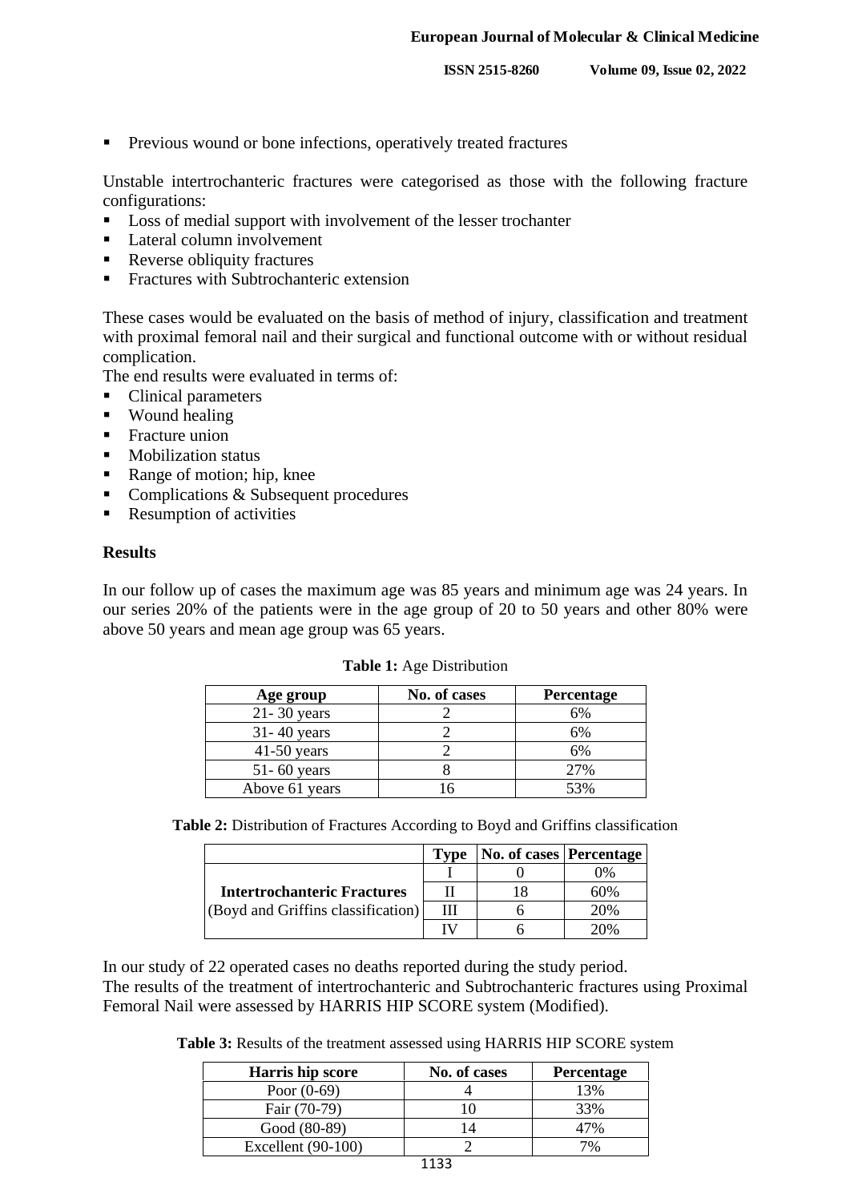- Previous wound or bone infections, operatively treated fractures

Unstable intertrochanteric fractures were categorised as those with the following fracture configurations:

- Loss of medial support with involvement of the lesser trochanter
- Lateral column involvement
- Reverse obliquity fractures
- Fractures with Subtrochanteric extension

These cases would be evaluated on the basis of method of injury, classification and treatment with proximal femoral nail and their surgical and functional outcome with or without residual complication.

The end results were evaluated in terms of:

- Clinical parameters
- Wound healing
- Fracture union
- Mobilization status
- Range of motion; hip, knee
- Complications & Subsequent procedures
- Resumption of activities

## Results

In our follow up of cases the maximum age was 85 years and minimum age was 24 years. In our series 20% of the patients were in the age group of 20 to 50 years and other 80% were above 50 years and mean age group was 65 years.

**Table 1:** Age Distribution

| Age group | No. of cases | Percentage |
|---|---|---|
| 21- 30 years | 2 | 6% |
| 31- 40 years | 2 | 6% |
| 41-50 years | 2 | 6% |
| 51- 60 years | 8 | 27% |
| Above 61 years | 16 | 53% |

**Table 2:** Distribution of Fractures According to Boyd and Griffins classification

| | Type | No. of cases | Percentage |
|---|---|---|---|
| **Intertrochanteric Fractures** (Boyd and Griffins classification) | I | 0 | 0% |
| | II | 18 | 60% |
| | III | 6 | 20% |
| | IV | 6 | 20% |

In our study of 22 operated cases no deaths reported during the study period.
The results of the treatment of intertrochanteric and Subtrochanteric fractures using Proximal Femoral Nail were assessed by HARRIS HIP SCORE system (Modified).

**Table 3:** Results of the treatment assessed using HARRIS HIP SCORE system

| Harris hip score | No. of cases | Percentage |
|---|---|---|
| Poor (0-69) | 4 | 13% |
| Fair (70-79) | 10 | 33% |
| Good (80-89) | 14 | 47% |
| Excellent (90-100) | 2 | 7% |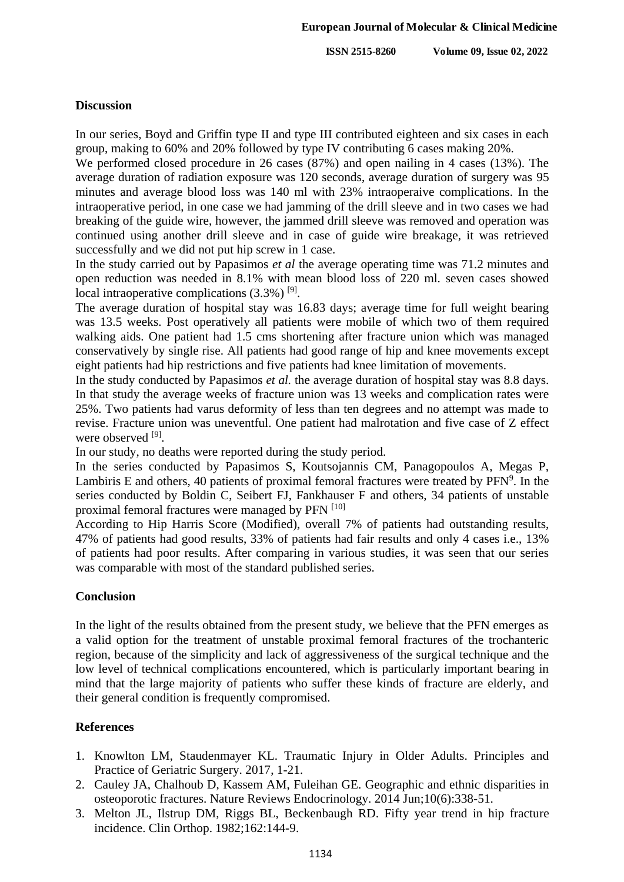## Discussion

In our series, Boyd and Griffin type II and type III contributed eighteen and six cases in each group, making to 60% and 20% followed by type IV contributing 6 cases making 20%.

We performed closed procedure in 26 cases (87%) and open nailing in 4 cases (13%). The average duration of radiation exposure was 120 seconds, average duration of surgery was 95 minutes and average blood loss was 140 ml with 23% intraoperaive complications. In the intraoperative period, in one case we had jamming of the drill sleeve and in two cases we had breaking of the guide wire, however, the jammed drill sleeve was removed and operation was continued using another drill sleeve and in case of guide wire breakage, it was retrieved successfully and we did not put hip screw in 1 case.

In the study carried out by Papasimos *et al* the average operating time was 71.2 minutes and open reduction was needed in 8.1% with mean blood loss of 220 ml. seven cases showed local intraoperative complications (3.3%) [9].

The average duration of hospital stay was 16.83 days; average time for full weight bearing was 13.5 weeks. Post operatively all patients were mobile of which two of them required walking aids. One patient had 1.5 cms shortening after fracture union which was managed conservatively by single rise. All patients had good range of hip and knee movements except eight patients had hip restrictions and five patients had knee limitation of movements.

In the study conducted by Papasimos *et al.* the average duration of hospital stay was 8.8 days. In that study the average weeks of fracture union was 13 weeks and complication rates were 25%. Two patients had varus deformity of less than ten degrees and no attempt was made to revise. Fracture union was uneventful. One patient had malrotation and five case of Z effect were observed [9].

In our study, no deaths were reported during the study period.

In the series conducted by Papasimos S, Koutsojannis CM, Panagopoulos A, Megas P, Lambiris E and others, 40 patients of proximal femoral fractures were treated by PFN[9]. In the series conducted by Boldin C, Seibert FJ, Fankhauser F and others, 34 patients of unstable proximal femoral fractures were managed by PFN [10]

According to Hip Harris Score (Modified), overall 7% of patients had outstanding results, 47% of patients had good results, 33% of patients had fair results and only 4 cases i.e., 13% of patients had poor results. After comparing in various studies, it was seen that our series was comparable with most of the standard published series.

## Conclusion

In the light of the results obtained from the present study, we believe that the PFN emerges as a valid option for the treatment of unstable proximal femoral fractures of the trochanteric region, because of the simplicity and lack of aggressiveness of the surgical technique and the low level of technical complications encountered, which is particularly important bearing in mind that the large majority of patients who suffer these kinds of fracture are elderly, and their general condition is frequently compromised.

## References

1. Knowlton LM, Staudenmayer KL. Traumatic Injury in Older Adults. Principles and Practice of Geriatric Surgery. 2017, 1-21.
2. Cauley JA, Chalhoub D, Kassem AM, Fuleihan GE. Geographic and ethnic disparities in osteoporotic fractures. Nature Reviews Endocrinology. 2014 Jun;10(6):338-51.
3. Melton JL, Ilstrup DM, Riggs BL, Beckenbaugh RD. Fifty year trend in hip fracture incidence. Clin Orthop. 1982;162:144-9.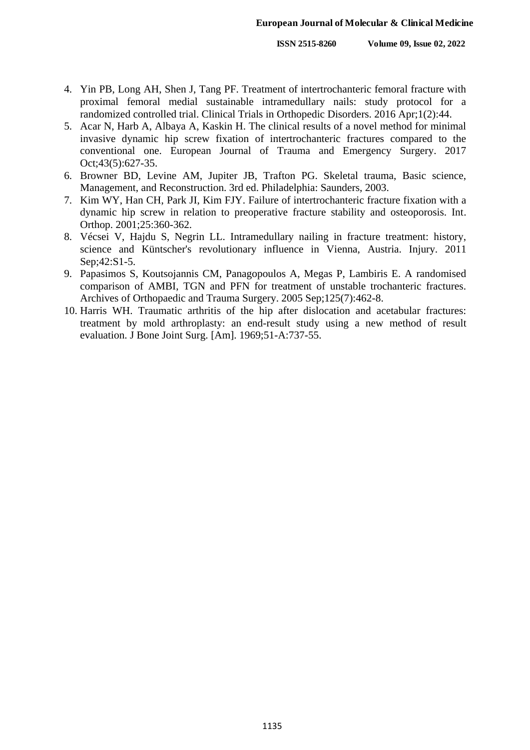4. Yin PB, Long AH, Shen J, Tang PF. Treatment of intertrochanteric femoral fracture with proximal femoral medial sustainable intramedullary nails: study protocol for a randomized controlled trial. Clinical Trials in Orthopedic Disorders. 2016 Apr;1(2):44.
5. Acar N, Harb A, Albaya A, Kaskin H. The clinical results of a novel method for minimal invasive dynamic hip screw fixation of intertrochanteric fractures compared to the conventional one. European Journal of Trauma and Emergency Surgery. 2017 Oct;43(5):627-35.
6. Browner BD, Levine AM, Jupiter JB, Trafton PG. Skeletal trauma, Basic science, Management, and Reconstruction. 3rd ed. Philadelphia: Saunders, 2003.
7. Kim WY, Han CH, Park JI, Kim FJY. Failure of intertrochanteric fracture fixation with a dynamic hip screw in relation to preoperative fracture stability and osteoporosis. Int. Orthop. 2001;25:360-362.
8. Vécsei V, Hajdu S, Negrin LL. Intramedullary nailing in fracture treatment: history, science and Küntscher's revolutionary influence in Vienna, Austria. Injury. 2011 Sep;42:S1-5.
9. Papasimos S, Koutsojannis CM, Panagopoulos A, Megas P, Lambiris E. A randomised comparison of AMBI, TGN and PFN for treatment of unstable trochanteric fractures. Archives of Orthopaedic and Trauma Surgery. 2005 Sep;125(7):462-8.
10. Harris WH. Traumatic arthritis of the hip after dislocation and acetabular fractures: treatment by mold arthroplasty: an end-result study using a new method of result evaluation. J Bone Joint Surg. [Am]. 1969;51-A:737-55.